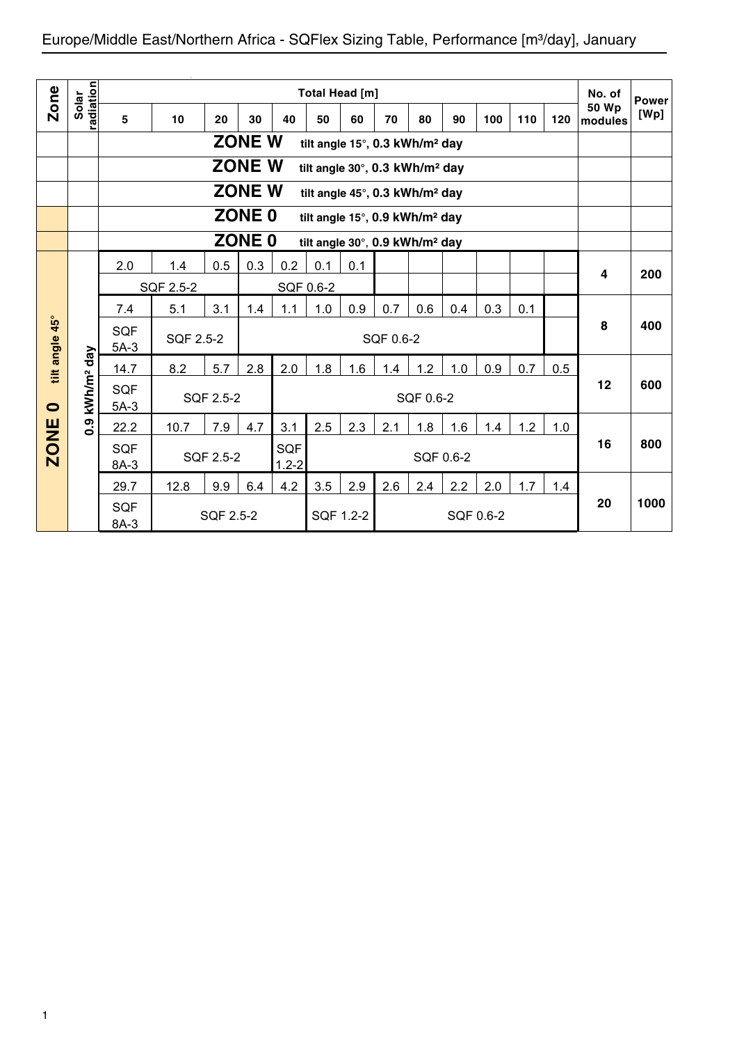# Europe/Middle East/Northern Africa - SQFlex Sizing Table, Performance [m³/day], January

| Zone | Solar radiation | Total Head [m] 5 | 10 | 20 | 30 | 40 | 50 | 60 | 70 | 80 | 90 | 100 | 110 | 120 | No. of 50 Wp modules | Power [Wp] |
|---|---|---|---|---|---|---|---|---|---|---|---|---|---|---|---|---|
| | | **ZONE W** tilt angle 15°, 0.3 kWh/m² day | | | | | | | | | | | | | | |
| | | **ZONE W** tilt angle 30°, 0.3 kWh/m² day | | | | | | | | | | | | | | |
| | | **ZONE W** tilt angle 45°, 0.3 kWh/m² day | | | | | | | | | | | | | | |
| | | **ZONE 0** tilt angle 15°, 0.9 kWh/m² day | | | | | | | | | | | | | | |
| | | **ZONE 0** tilt angle 30°, 0.9 kWh/m² day | | | | | | | | | | | | | | |
| **ZONE 0** tilt angle 45° | 0.9 kWh/m² day | 2.0 | 1.4 | 0.5 | 0.3 | 0.2 | 0.1 | 0.1 | | | | | | | 4 | 200 |
| | | SQF 2.5-2 | | | SQF 0.6-2 | | | | | | | | | | | |
| | | 7.4 | 5.1 | 3.1 | 1.4 | 1.1 | 1.0 | 0.9 | 0.7 | 0.6 | 0.4 | 0.3 | 0.1 | | 8 | 400 |
| | | SQF 5A-3 | SQF 2.5-2 | | SQF 0.6-2 | | | | | | | | | | | |
| | | 14.7 | 8.2 | 5.7 | 2.8 | 2.0 | 1.8 | 1.6 | 1.4 | 1.2 | 1.0 | 0.9 | 0.7 | 0.5 | 12 | 600 |
| | | SQF 5A-3 | SQF 2.5-2 | | | SQF 0.6-2 | | | | | | | | | | |
| | | 22.2 | 10.7 | 7.9 | 4.7 | 3.1 | 2.5 | 2.3 | 2.1 | 1.8 | 1.6 | 1.4 | 1.2 | 1.0 | 16 | 800 |
| | | SQF 8A-3 | SQF 2.5-2 | | | SQF 1.2-2 | SQF 0.6-2 | | | | | | | | | |
| | | 29.7 | 12.8 | 9.9 | 6.4 | 4.2 | 3.5 | 2.9 | 2.6 | 2.4 | 2.2 | 2.0 | 1.7 | 1.4 | 20 | 1000 |
| | | SQF 8A-3 | SQF 2.5-2 | | | | SQF 1.2-2 | | SQF 0.6-2 | | | | | | | |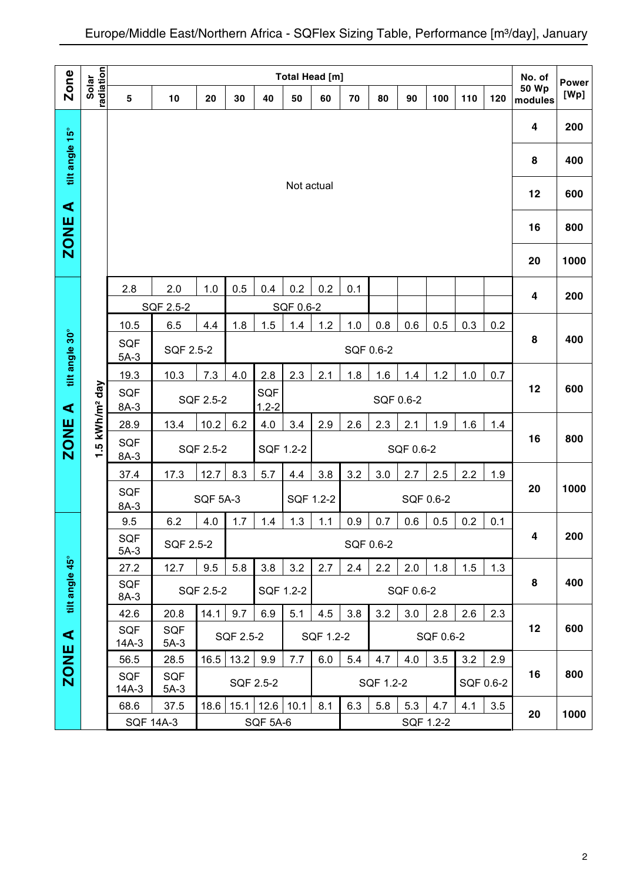# Europe/Middle East/Northern Africa - SQFlex Sizing Table, Performance [m³/day], January

| Zone | Solar radiation | 5 | 10 | 20 | 30 | 40 | 50 | 60 | 70 | 80 | 90 | 100 | 110 | 120 | No. of 50 Wp modules | Power [Wp] |
|---|---|---|---|---|---|---|---|---|---|---|---|---|---|---|---|---|
| | | Total Head [m] | | | | | | | | | | | | | | |
| ZONE A tilt angle 15° | | Not actual | | | | | | | | | | | | | 4 | 200 |
| | | | | | | | | | | | | | | | 8 | 400 |
| | | | | | | | | | | | | | | | 12 | 600 |
| | | | | | | | | | | | | | | | 16 | 800 |
| | | | | | | | | | | | | | | | 20 | 1000 |
| ZONE A tilt angle 30° | 1.5 kWh/m² day | 2.8 | 2.0 | 1.0 | 0.5 | 0.4 | 0.2 | 0.2 | 0.1 | | | | | | 4 | 200 |
| | | SQF 2.5-2 | | | SQF 0.6-2 | | | | | | | | | | | |
| | | 10.5 | 6.5 | 4.4 | 1.8 | 1.5 | 1.4 | 1.2 | 1.0 | 0.8 | 0.6 | 0.5 | 0.3 | 0.2 | 8 | 400 |
| | | SQF 5A-3 | SQF 2.5-2 | | SQF 0.6-2 | | | | | | | | | | | |
| | | 19.3 | 10.3 | 7.3 | 4.0 | 2.8 | 2.3 | 2.1 | 1.8 | 1.6 | 1.4 | 1.2 | 1.0 | 0.7 | 12 | 600 |
| | | SQF 8A-3 | SQF 2.5-2 | | | SQF 1.2-2 | SQF 0.6-2 | | | | | | | | | |
| | | 28.9 | 13.4 | 10.2 | 6.2 | 4.0 | 3.4 | 2.9 | 2.6 | 2.3 | 2.1 | 1.9 | 1.6 | 1.4 | 16 | 800 |
| | | SQF 8A-3 | SQF 2.5-2 | | | SQF 1.2-2 | | SQF 0.6-2 | | | | | | | | |
| | | 37.4 | 17.3 | 12.7 | 8.3 | 5.7 | 4.4 | 3.8 | 3.2 | 3.0 | 2.7 | 2.5 | 2.2 | 1.9 | 20 | 1000 |
| | | SQF 8A-3 | SQF 5A-3 | | | | SQF 1.2-2 | | SQF 0.6-2 | | | | | | | |
| ZONE A tilt angle 45° | | 9.5 | 6.2 | 4.0 | 1.7 | 1.4 | 1.3 | 1.1 | 0.9 | 0.7 | 0.6 | 0.5 | 0.2 | 0.1 | 4 | 200 |
| | | SQF 5A-3 | SQF 2.5-2 | | SQF 0.6-2 | | | | | | | | | | | |
| | | 27.2 | 12.7 | 9.5 | 5.8 | 3.8 | 3.2 | 2.7 | 2.4 | 2.2 | 2.0 | 1.8 | 1.5 | 1.3 | 8 | 400 |
| | | SQF 8A-3 | SQF 2.5-2 | | | SQF 1.2-2 | | SQF 0.6-2 | | | | | | | | |
| | | 42.6 | 20.8 | 14.1 | 9.7 | 6.9 | 5.1 | 4.5 | 3.8 | 3.2 | 3.0 | 2.8 | 2.6 | 2.3 | 12 | 600 |
| | | SQF 14A-3 | SQF 5A-3 | SQF 2.5-2 | | | SQF 1.2-2 | | | SQF 0.6-2 | | | | | | |
| | | 56.5 | 28.5 | 16.5 | 13.2 | 9.9 | 7.7 | 6.0 | 5.4 | 4.7 | 4.0 | 3.5 | 3.2 | 2.9 | 16 | 800 |
| | | SQF 14A-3 | SQF 5A-3 | SQF 2.5-2 | | | | SQF 1.2-2 | | | | | SQF 0.6-2 | | | |
| | | 68.6 | 37.5 | 18.6 | 15.1 | 12.6 | 10.1 | 8.1 | 6.3 | 5.8 | 5.3 | 4.7 | 4.1 | 3.5 | 20 | 1000 |
| | | SQF 14A-3 | | SQF 5A-6 | | | | | SQF 1.2-2 | | | | | | | |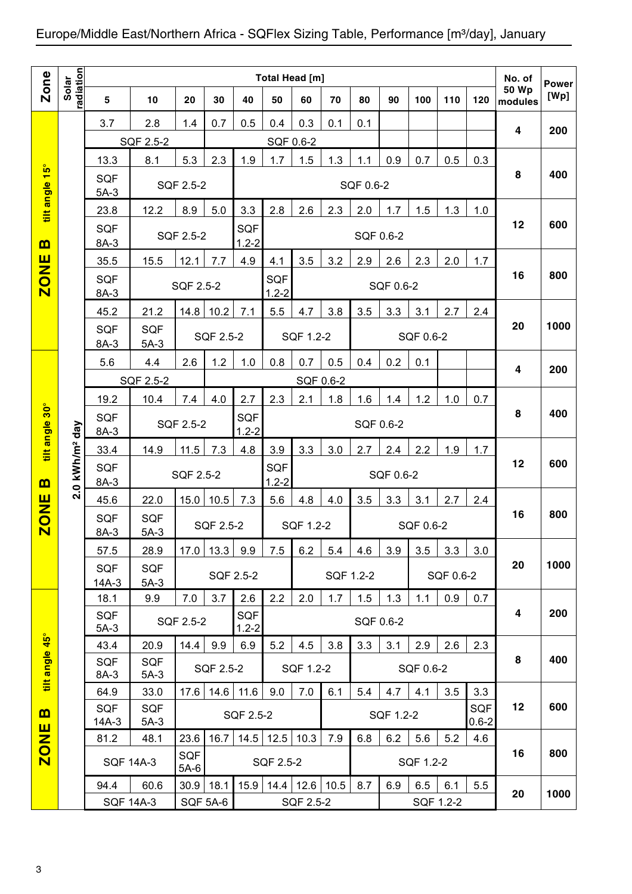# Europe/Middle East/Northern Africa - SQFlex Sizing Table, Performance [m³/day], January

| Zone | Solar radiation | 5 | 10 | 20 | 30 | 40 | 50 | 60 | 70 | 80 | 90 | 100 | 110 | 120 | No. of 50 Wp modules | Power [Wp] |
|---|---|---|---|---|---|---|---|---|---|---|---|---|---|---|---|---|
| | | Total Head [m] | | | | | | | | | | | | | | |
| ZONE B tilt angle 15° | 2.0 kWh/m² day | 3.7 | 2.8 | 1.4 | 0.7 | 0.5 | 0.4 | 0.3 | 0.1 | 0.1 | | | | | 4 | 200 |
| | | SQF 2.5-2 | | | SQF 0.6-2 | | | | | | | | | | | |
| | | 13.3 | 8.1 | 5.3 | 2.3 | 1.9 | 1.7 | 1.5 | 1.3 | 1.1 | 0.9 | 0.7 | 0.5 | 0.3 | 8 | 400 |
| | | SQF 5A-3 | SQF 2.5-2 | | | SQF 0.6-2 | | | | | | | | | | |
| | | 23.8 | 12.2 | 8.9 | 5.0 | 3.3 | 2.8 | 2.6 | 2.3 | 2.0 | 1.7 | 1.5 | 1.3 | 1.0 | 12 | 600 |
| | | SQF 8A-3 | SQF 2.5-2 | | | SQF 1.2-2 | SQF 0.6-2 | | | | | | | | | |
| | | 35.5 | 15.5 | 12.1 | 7.7 | 4.9 | 4.1 | 3.5 | 3.2 | 2.9 | 2.6 | 2.3 | 2.0 | 1.7 | 16 | 800 |
| | | SQF 8A-3 | SQF 2.5-2 | | | | SQF 1.2-2 | SQF 0.6-2 | | | | | | | | |
| | | 45.2 | 21.2 | 14.8 | 10.2 | 7.1 | 5.5 | 4.7 | 3.8 | 3.5 | 3.3 | 3.1 | 2.7 | 2.4 | 20 | 1000 |
| | | SQF 8A-3 | SQF 5A-3 | SQF 2.5-2 | | | SQF 1.2-2 | | | SQF 0.6-2 | | | | | | |
| ZONE B tilt angle 30° | 2.0 kWh/m² day | 5.6 | 4.4 | 2.6 | 1.2 | 1.0 | 0.8 | 0.7 | 0.5 | 0.4 | 0.2 | 0.1 | | | 4 | 200 |
| | | SQF 2.5-2 | | | SQF 0.6-2 | | | | | | | | | | | |
| | | 19.2 | 10.4 | 7.4 | 4.0 | 2.7 | 2.3 | 2.1 | 1.8 | 1.6 | 1.4 | 1.2 | 1.0 | 0.7 | 8 | 400 |
| | | SQF 8A-3 | SQF 2.5-2 | | | SQF 1.2-2 | SQF 0.6-2 | | | | | | | | | |
| | | 33.4 | 14.9 | 11.5 | 7.3 | 4.8 | 3.9 | 3.3 | 3.0 | 2.7 | 2.4 | 2.2 | 1.9 | 1.7 | 12 | 600 |
| | | SQF 8A-3 | SQF 2.5-2 | | | | SQF 1.2-2 | SQF 0.6-2 | | | | | | | | |
| | | 45.6 | 22.0 | 15.0 | 10.5 | 7.3 | 5.6 | 4.8 | 4.0 | 3.5 | 3.3 | 3.1 | 2.7 | 2.4 | 16 | 800 |
| | | SQF 8A-3 | SQF 5A-3 | SQF 2.5-2 | | | SQF 1.2-2 | | | SQF 0.6-2 | | | | | | |
| | | 57.5 | 28.9 | 17.0 | 13.3 | 9.9 | 7.5 | 6.2 | 5.4 | 4.6 | 3.9 | 3.5 | 3.3 | 3.0 | 20 | 1000 |
| | | SQF 14A-3 | SQF 5A-3 | SQF 2.5-2 | | | | SQF 1.2-2 | | | | SQF 0.6-2 | | | | |
| ZONE B tilt angle 45° | 2.0 kWh/m² day | 18.1 | 9.9 | 7.0 | 3.7 | 2.6 | 2.2 | 2.0 | 1.7 | 1.5 | 1.3 | 1.1 | 0.9 | 0.7 | 4 | 200 |
| | | SQF 5A-3 | SQF 2.5-2 | | | SQF 1.2-2 | SQF 0.6-2 | | | | | | | | | |
| | | 43.4 | 20.9 | 14.4 | 9.9 | 6.9 | 5.2 | 4.5 | 3.8 | 3.3 | 3.1 | 2.9 | 2.6 | 2.3 | 8 | 400 |
| | | SQF 8A-3 | SQF 5A-3 | SQF 2.5-2 | | | SQF 1.2-2 | | | SQF 0.6-2 | | | | | | |
| | | 64.9 | 33.0 | 17.6 | 14.6 | 11.6 | 9.0 | 7.0 | 6.1 | 5.4 | 4.7 | 4.1 | 3.5 | 3.3 | 12 | 600 |
| | | SQF 14A-3 | SQF 5A-3 | SQF 2.5-2 | | | | | SQF 1.2-2 | | | | | SQF 0.6-2 | | |
| | | 81.2 | 48.1 | 23.6 | 16.7 | 14.5 | 12.5 | 10.3 | 7.9 | 6.8 | 6.2 | 5.6 | 5.2 | 4.6 | 16 | 800 |
| | | SQF 14A-3 | | SQF 5A-6 | SQF 2.5-2 | | | | | SQF 1.2-2 | | | | | | |
| | | 94.4 | 60.6 | 30.9 | 18.1 | 15.9 | 14.4 | 12.6 | 10.5 | 8.7 | 6.9 | 6.5 | 6.1 | 5.5 | 20 | 1000 |
| | | SQF 14A-3 | | SQF 5A-6 | | SQF 2.5-2 | | | | | SQF 1.2-2 | | | | | |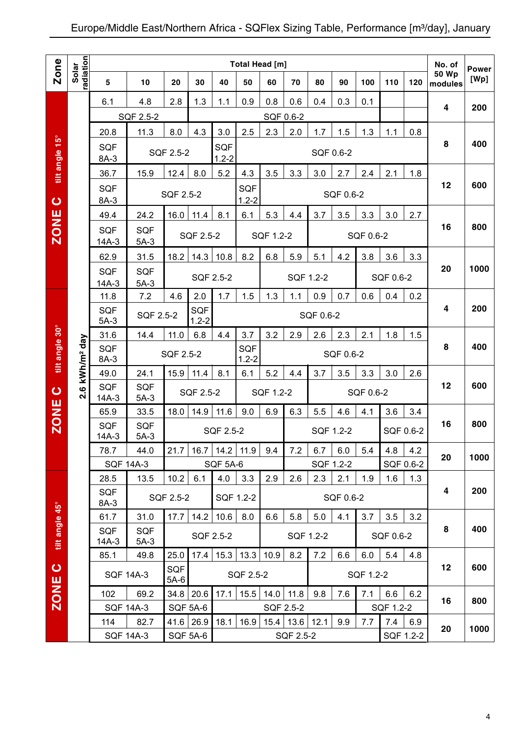# Europe/Middle East/Northern Africa - SQFlex Sizing Table, Performance [m³/day], January

| Zone | Solar radiation | 5 | 10 | 20 | 30 | 40 | 50 | 60 | 70 | 80 | 90 | 100 | 110 | 120 | No. of 50 Wp modules | Power [Wp] |
|---|---|---|---|---|---|---|---|---|---|---|---|---|---|---|---|---|
| | | **Total Head [m]** | | | | | | | | | | | | | | |
| ZONE C tilt angle 15° | 2.6 kWh/m² day | 6.1 | 4.8 | 2.8 | 1.3 | 1.1 | 0.9 | 0.8 | 0.6 | 0.4 | 0.3 | 0.1 | | | 4 | 200 |
| | | SQF 2.5-2 | | | SQF 0.6-2 | | | | | | | | | | | |
| | | 20.8 | 11.3 | 8.0 | 4.3 | 3.0 | 2.5 | 2.3 | 2.0 | 1.7 | 1.5 | 1.3 | 1.1 | 0.8 | 8 | 400 |
| | | SQF 8A-3 | SQF 2.5-2 | | | SQF 1.2-2 | SQF 0.6-2 | | | | | | | | | |
| | | 36.7 | 15.9 | 12.4 | 8.0 | 5.2 | 4.3 | 3.5 | 3.3 | 3.0 | 2.7 | 2.4 | 2.1 | 1.8 | 12 | 600 |
| | | SQF 8A-3 | SQF 2.5-2 | | | | SQF 1.2-2 | SQF 0.6-2 | | | | | | | | |
| | | 49.4 | 24.2 | 16.0 | 11.4 | 8.1 | 6.1 | 5.3 | 4.4 | 3.7 | 3.5 | 3.3 | 3.0 | 2.7 | 16 | 800 |
| | | SQF 14A-3 | SQF 5A-3 | SQF 2.5-2 | | | SQF 1.2-2 | | | SQF 0.6-2 | | | | | | |
| | | 62.9 | 31.5 | 18.2 | 14.3 | 10.8 | 8.2 | 6.8 | 5.9 | 5.1 | 4.2 | 3.8 | 3.6 | 3.3 | 20 | 1000 |
| | | SQF 14A-3 | SQF 5A-3 | SQF 2.5-2 | | | | SQF 1.2-2 | | | | SQF 0.6-2 | | | | |
| ZONE C tilt angle 30° | | 11.8 | 7.2 | 4.6 | 2.0 | 1.7 | 1.5 | 1.3 | 1.1 | 0.9 | 0.7 | 0.6 | 0.4 | 0.2 | 4 | 200 |
| | | SQF 5A-3 | SQF 2.5-2 | | SQF 1.2-2 | SQF 0.6-2 | | | | | | | | | | |
| | | 31.6 | 14.4 | 11.0 | 6.8 | 4.4 | 3.7 | 3.2 | 2.9 | 2.6 | 2.3 | 2.1 | 1.8 | 1.5 | 8 | 400 |
| | | SQF 8A-3 | SQF 2.5-2 | | | | SQF 1.2-2 | SQF 0.6-2 | | | | | | | | |
| | | 49.0 | 24.1 | 15.9 | 11.4 | 8.1 | 6.1 | 5.2 | 4.4 | 3.7 | 3.5 | 3.3 | 3.0 | 2.6 | 12 | 600 |
| | | SQF 14A-3 | SQF 5A-3 | SQF 2.5-2 | | | SQF 1.2-2 | | | SQF 0.6-2 | | | | | | |
| | | 65.9 | 33.5 | 18.0 | 14.9 | 11.6 | 9.0 | 6.9 | 6.3 | 5.5 | 4.6 | 4.1 | 3.6 | 3.4 | 16 | 800 |
| | | SQF 14A-3 | SQF 5A-3 | SQF 2.5-2 | | | | | SQF 1.2-2 | | | | SQF 0.6-2 | | | |
| | | 78.7 | 44.0 | 21.7 | 16.7 | 14.2 | 11.9 | 9.4 | 7.2 | 6.7 | 6.0 | 5.4 | 4.8 | 4.2 | 20 | 1000 |
| | | SQF 14A-3 | | SQF 5A-6 | | | | | SQF 1.2-2 | | | | SQF 0.6-2 | | | |
| ZONE C tilt angle 45° | | 28.5 | 13.5 | 10.2 | 6.1 | 4.0 | 3.3 | 2.9 | 2.6 | 2.3 | 2.1 | 1.9 | 1.6 | 1.3 | 4 | 200 |
| | | SQF 8A-3 | SQF 2.5-2 | | | SQF 1.2-2 | | SQF 0.6-2 | | | | | | | | |
| | | 61.7 | 31.0 | 17.7 | 14.2 | 10.6 | 8.0 | 6.6 | 5.8 | 5.0 | 4.1 | 3.7 | 3.5 | 3.2 | 8 | 400 |
| | | SQF 14A-3 | SQF 5A-3 | SQF 2.5-2 | | | | SQF 1.2-2 | | | | SQF 0.6-2 | | | | |
| | | 85.1 | 49.8 | 25.0 | 17.4 | 15.3 | 13.3 | 10.9 | 8.2 | 7.2 | 6.6 | 6.0 | 5.4 | 4.8 | 12 | 600 |
| | | SQF 14A-3 | | SQF 5A-6 | SQF 2.5-2 | | | | | SQF 1.2-2 | | | | | | |
| | | 102 | 69.2 | 34.8 | 20.6 | 17.1 | 15.5 | 14.0 | 11.8 | 9.8 | 7.6 | 7.1 | 6.6 | 6.2 | 16 | 800 |
| | | SQF 14A-3 | | SQF 5A-6 | | SQF 2.5-2 | | | | | | SQF 1.2-2 | | | | |
| | | 114 | 82.7 | 41.6 | 26.9 | 18.1 | 16.9 | 15.4 | 13.6 | 12.1 | 9.9 | 7.7 | 7.4 | 6.9 | 20 | 1000 |
| | | SQF 14A-3 | | SQF 5A-6 | | SQF 2.5-2 | | | | | | | SQF 1.2-2 | | | |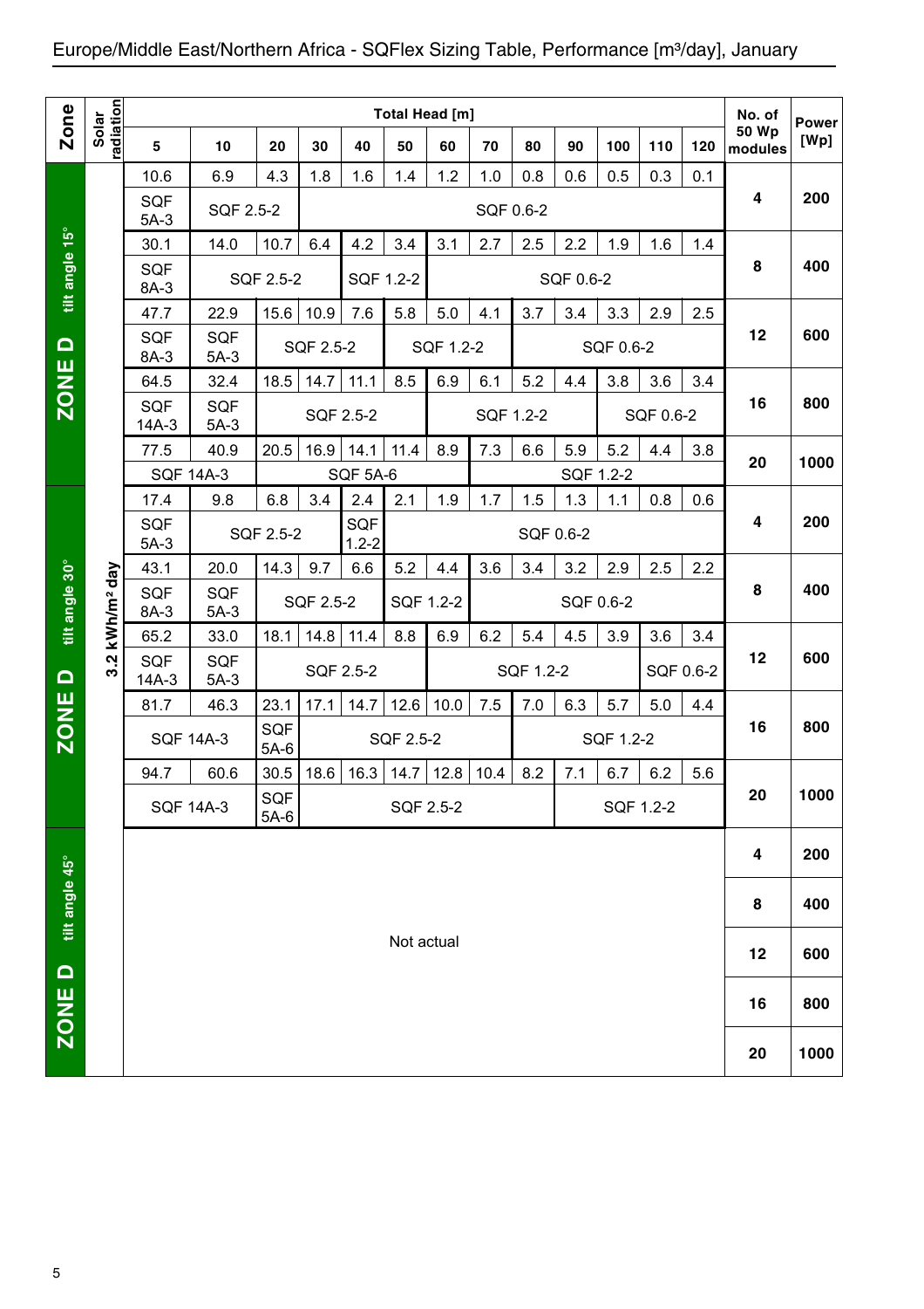## Europe/Middle East/Northern Africa - SQFlex Sizing Table, Performance [m³/day], January

| Zone | Solar radiation | 5 | 10 | 20 | 30 | 40 | 50 | 60 | 70 | 80 | 90 | 100 | 110 | 120 | No. of 50 Wp modules | Power [Wp] |
|---|---|---|---|---|---|---|---|---|---|---|---|---|---|---|---|---|
| ZONE D tilt angle 15° | 3.2 kWh/m² day | 10.6 | 6.9 | 4.3 | 1.8 | 1.6 | 1.4 | 1.2 | 1.0 | 0.8 | 0.6 | 0.5 | 0.3 | 0.1 | 4 | 200 |
| | | SQF 5A-3 | SQF 2.5-2 | | SQF 0.6-2 | | | | | | | | | | | |
| | | 30.1 | 14.0 | 10.7 | 6.4 | 4.2 | 3.4 | 3.1 | 2.7 | 2.5 | 2.2 | 1.9 | 1.6 | 1.4 | 8 | 400 |
| | | SQF 8A-3 | SQF 2.5-2 | | | SQF 1.2-2 | | SQF 0.6-2 | | | | | | | | |
| | | 47.7 | 22.9 | 15.6 | 10.9 | 7.6 | 5.8 | 5.0 | 4.1 | 3.7 | 3.4 | 3.3 | 2.9 | 2.5 | 12 | 600 |
| | | SQF 8A-3 | SQF 5A-3 | SQF 2.5-2 | | | SQF 1.2-2 | | | SQF 0.6-2 | | | | | | |
| | | 64.5 | 32.4 | 18.5 | 14.7 | 11.1 | 8.5 | 6.9 | 6.1 | 5.2 | 4.4 | 3.8 | 3.6 | 3.4 | 16 | 800 |
| | | SQF 14A-3 | SQF 5A-3 | SQF 2.5-2 | | | | SQF 1.2-2 | | | | SQF 0.6-2 | | | | |
| | | 77.5 | 40.9 | 20.5 | 16.9 | 14.1 | 11.4 | 8.9 | 7.3 | 6.6 | 5.9 | 5.2 | 4.4 | 3.8 | 20 | 1000 |
| | | SQF 14A-3 | | SQF 5A-6 | | | | | SQF 1.2-2 | | | | | | | |
| ZONE D tilt angle 30° | 3.2 kWh/m² day | 17.4 | 9.8 | 6.8 | 3.4 | 2.4 | 2.1 | 1.9 | 1.7 | 1.5 | 1.3 | 1.1 | 0.8 | 0.6 | 4 | 200 |
| | | SQF 5A-3 | SQF 2.5-2 | | | SQF 1.2-2 | SQF 0.6-2 | | | | | | | | | |
| | | 43.1 | 20.0 | 14.3 | 9.7 | 6.6 | 5.2 | 4.4 | 3.6 | 3.4 | 3.2 | 2.9 | 2.5 | 2.2 | 8 | 400 |
| | | SQF 8A-3 | SQF 5A-3 | SQF 2.5-2 | | | SQF 1.2-2 | | SQF 0.6-2 | | | | | | | |
| | | 65.2 | 33.0 | 18.1 | 14.8 | 11.4 | 8.8 | 6.9 | 6.2 | 5.4 | 4.5 | 3.9 | 3.6 | 3.4 | 12 | 600 |
| | | SQF 14A-3 | SQF 5A-3 | SQF 2.5-2 | | | | SQF 1.2-2 | | | | | SQF 0.6-2 | | | |
| | | 81.7 | 46.3 | 23.1 | 17.1 | 14.7 | 12.6 | 10.0 | 7.5 | 7.0 | 6.3 | 5.7 | 5.0 | 4.4 | 16 | 800 |
| | | SQF 14A-3 | | SQF 5A-6 | SQF 2.5-2 | | | | | SQF 1.2-2 | | | | | | |
| | | 94.7 | 60.6 | 30.5 | 18.6 | 16.3 | 14.7 | 12.8 | 10.4 | 8.2 | 7.1 | 6.7 | 6.2 | 5.6 | 20 | 1000 |
| | | SQF 14A-3 | | SQF 5A-6 | SQF 2.5-2 | | | | | | SQF 1.2-2 | | | | | |
| ZONE D tilt angle 45° | | Not actual | | | | | | | | | | | | | 4 | 200 |
| | | | | | | | | | | | | | | | 8 | 400 |
| | | | | | | | | | | | | | | | 12 | 600 |
| | | | | | | | | | | | | | | | 16 | 800 |
| | | | | | | | | | | | | | | | 20 | 1000 |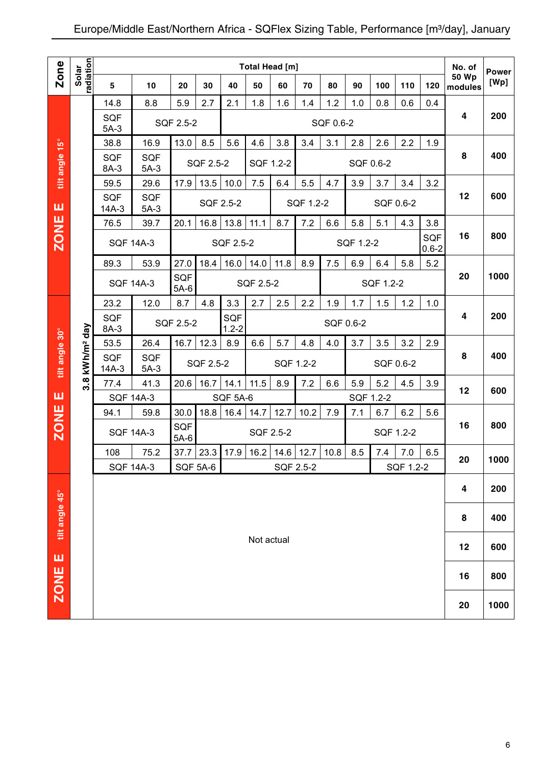# Europe/Middle East/Northern Africa - SQFlex Sizing Table, Performance [m³/day], January

| Zone | Solar radiation | 5 | 10 | 20 | 30 | 40 | 50 | 60 | 70 | 80 | 90 | 100 | 110 | 120 | No. of 50 Wp modules | Power [Wp] |
|---|---|---|---|---|---|---|---|---|---|---|---|---|---|---|---|---|
| ZONE E tilt angle 15° | 3.8 kWh/m² day | 14.8 | 8.8 | 5.9 | 2.7 | 2.1 | 1.8 | 1.6 | 1.4 | 1.2 | 1.0 | 0.8 | 0.6 | 0.4 | 4 | 200 |
| | | SQF 5A-3 | SQF 2.5-2 | | | SQF 0.6-2 | | | | | | | | | | |
| | | 38.8 | 16.9 | 13.0 | 8.5 | 5.6 | 4.6 | 3.8 | 3.4 | 3.1 | 2.8 | 2.6 | 2.2 | 1.9 | 8 | 400 |
| | | SQF 8A-3 | SQF 5A-3 | SQF 2.5-2 | | | SQF 1.2-2 | | SQF 0.6-2 | | | | | | | |
| | | 59.5 | 29.6 | 17.9 | 13.5 | 10.0 | 7.5 | 6.4 | 5.5 | 4.7 | 3.9 | 3.7 | 3.4 | 3.2 | 12 | 600 |
| | | SQF 14A-3 | SQF 5A-3 | SQF 2.5-2 | | | | SQF 1.2-2 | | | SQF 0.6-2 | | | | | |
| | | 76.5 | 39.7 | 20.1 | 16.8 | 13.8 | 11.1 | 8.7 | 7.2 | 6.6 | 5.8 | 5.1 | 4.3 | 3.8 | 16 | 800 |
| | | SQF 14A-3 | | SQF 2.5-2 | | | | | SQF 1.2-2 | | | | | SQF 0.6-2 | | |
| | | 89.3 | 53.9 | 27.0 | 18.4 | 16.0 | 14.0 | 11.8 | 8.9 | 7.5 | 6.9 | 6.4 | 5.8 | 5.2 | 20 | 1000 |
| | | SQF 14A-3 | | SQF 5A-6 | SQF 2.5-2 | | | | | SQF 1.2-2 | | | | | | |
| ZONE E tilt angle 30° | 3.8 kWh/m² day | 23.2 | 12.0 | 8.7 | 4.8 | 3.3 | 2.7 | 2.5 | 2.2 | 1.9 | 1.7 | 1.5 | 1.2 | 1.0 | 4 | 200 |
| | | SQF 8A-3 | SQF 2.5-2 | | | SQF 1.2-2 | SQF 0.6-2 | | | | | | | | | |
| | | 53.5 | 26.4 | 16.7 | 12.3 | 8.9 | 6.6 | 5.7 | 4.8 | 4.0 | 3.7 | 3.5 | 3.2 | 2.9 | 8 | 400 |
| | | SQF 14A-3 | SQF 5A-3 | SQF 2.5-2 | | | SQF 1.2-2 | | | | SQF 0.6-2 | | | | | |
| | | 77.4 | 41.3 | 20.6 | 16.7 | 14.1 | 11.5 | 8.9 | 7.2 | 6.6 | 5.9 | 5.2 | 4.5 | 3.9 | 12 | 600 |
| | | SQF 14A-3 | | SQF 5A-6 | | | | | SQF 1.2-2 | | | | | | | |
| | | 94.1 | 59.8 | 30.0 | 18.8 | 16.4 | 14.7 | 12.7 | 10.2 | 7.9 | 7.1 | 6.7 | 6.2 | 5.6 | 16 | 800 |
| | | SQF 14A-3 | | SQF 5A-6 | SQF 2.5-2 | | | | | | SQF 1.2-2 | | | | | |
| | | 108 | 75.2 | 37.7 | 23.3 | 17.9 | 16.2 | 14.6 | 12.7 | 10.8 | 8.5 | 7.4 | 7.0 | 6.5 | 20 | 1000 |
| | | SQF 14A-3 | | SQF 5A-6 | | SQF 2.5-2 | | | | | | SQF 1.2-2 | | | | |
| ZONE E tilt angle 45° | | Not actual | | | | | | | | | | | | | 4 | 200 |
| | | | | | | | | | | | | | | | 8 | 400 |
| | | | | | | | | | | | | | | | 12 | 600 |
| | | | | | | | | | | | | | | | 16 | 800 |
| | | | | | | | | | | | | | | | 20 | 1000 |

Total Head [m]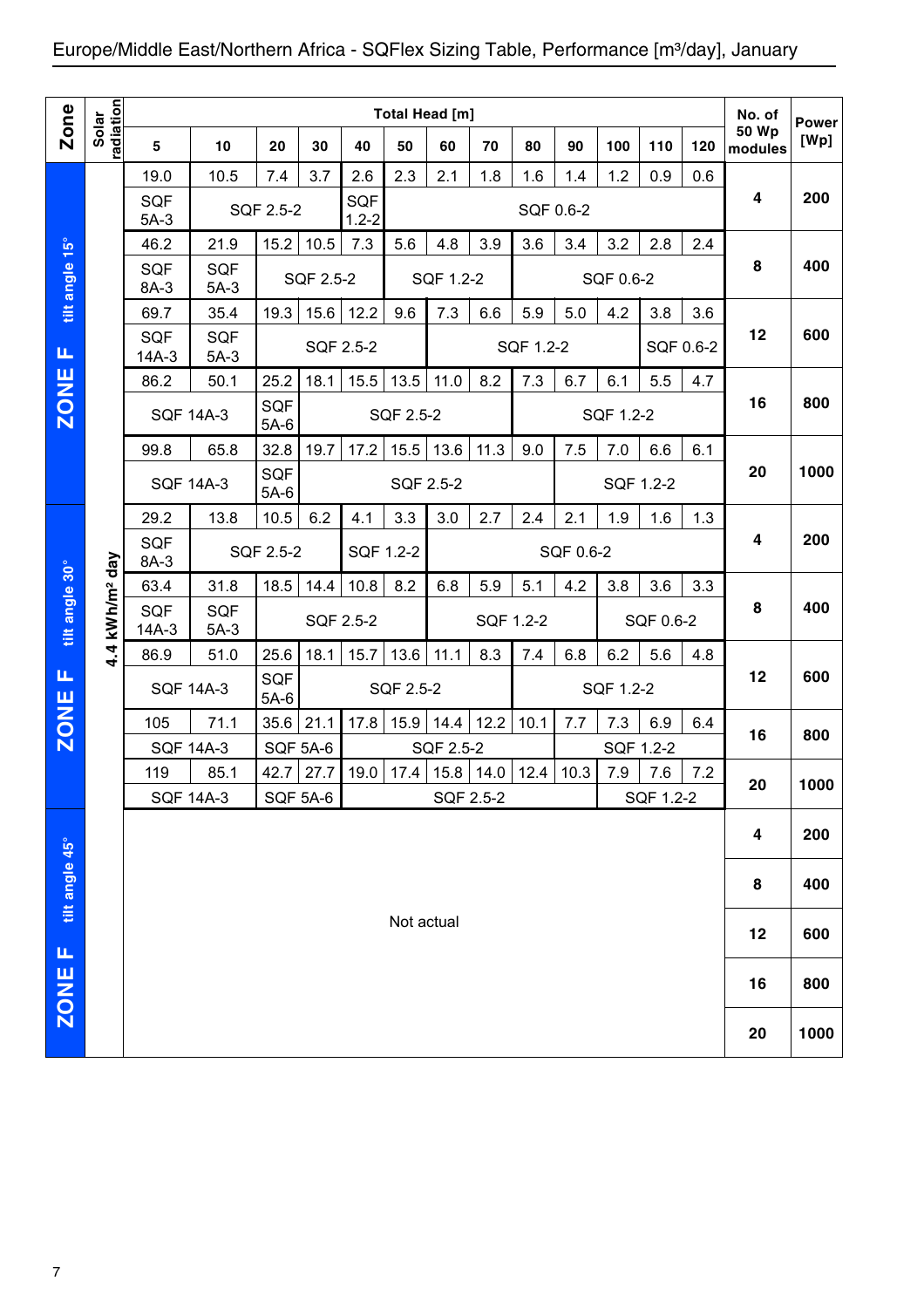# Europe/Middle East/Northern Africa - SQFlex Sizing Table, Performance [m³/day], January

| Zone | Solar radiation | 5 | 10 | 20 | 30 | 40 | 50 | 60 | 70 | 80 | 90 | 100 | 110 | 120 | No. of 50 Wp modules | Power [Wp] |
|---|---|---|---|---|---|---|---|---|---|---|---|---|---|---|---|---|
| | | **Total Head [m]** | | | | | | | | | | | | | | |
| ZONE F tilt angle 15° | 4.4 kWh/m² day | 19.0 | 10.5 | 7.4 | 3.7 | 2.6 | 2.3 | 2.1 | 1.8 | 1.6 | 1.4 | 1.2 | 0.9 | 0.6 | 4 | 200 |
| | | SQF 5A-3 | SQF 2.5-2 | | | SQF 1.2-2 | SQF 0.6-2 | | | | | | | | | |
| | | 46.2 | 21.9 | 15.2 | 10.5 | 7.3 | 5.6 | 4.8 | 3.9 | 3.6 | 3.4 | 3.2 | 2.8 | 2.4 | 8 | 400 |
| | | SQF 8A-3 | SQF 5A-3 | SQF 2.5-2 | | | SQF 1.2-2 | | | SQF 0.6-2 | | | | | | |
| | | 69.7 | 35.4 | 19.3 | 15.6 | 12.2 | 9.6 | 7.3 | 6.6 | 5.9 | 5.0 | 4.2 | 3.8 | 3.6 | 12 | 600 |
| | | SQF 14A-3 | SQF 5A-3 | SQF 2.5-2 | | | | SQF 1.2-2 | | | | | SQF 0.6-2 | | | |
| | | 86.2 | 50.1 | 25.2 | 18.1 | 15.5 | 13.5 | 11.0 | 8.2 | 7.3 | 6.7 | 6.1 | 5.5 | 4.7 | 16 | 800 |
| | | SQF 14A-3 | | SQF 5A-6 | SQF 2.5-2 | | | | | SQF 1.2-2 | | | | | | |
| | | 99.8 | 65.8 | 32.8 | 19.7 | 17.2 | 15.5 | 13.6 | 11.3 | 9.0 | 7.5 | 7.0 | 6.6 | 6.1 | 20 | 1000 |
| | | SQF 14A-3 | | SQF 5A-6 | SQF 2.5-2 | | | | | | SQF 1.2-2 | | | | | |
| ZONE F tilt angle 30° | | 29.2 | 13.8 | 10.5 | 6.2 | 4.1 | 3.3 | 3.0 | 2.7 | 2.4 | 2.1 | 1.9 | 1.6 | 1.3 | 4 | 200 |
| | | SQF 8A-3 | SQF 2.5-2 | | | SQF 1.2-2 | | SQF 0.6-2 | | | | | | | | |
| | | 63.4 | 31.8 | 18.5 | 14.4 | 10.8 | 8.2 | 6.8 | 5.9 | 5.1 | 4.2 | 3.8 | 3.6 | 3.3 | 8 | 400 |
| | | SQF 14A-3 | SQF 5A-3 | SQF 2.5-2 | | | | SQF 1.2-2 | | | | SQF 0.6-2 | | | | |
| | | 86.9 | 51.0 | 25.6 | 18.1 | 15.7 | 13.6 | 11.1 | 8.3 | 7.4 | 6.8 | 6.2 | 5.6 | 4.8 | 12 | 600 |
| | | SQF 14A-3 | | SQF 5A-6 | SQF 2.5-2 | | | | | SQF 1.2-2 | | | | | | |
| | | 105 | 71.1 | 35.6 | 21.1 | 17.8 | 15.9 | 14.4 | 12.2 | 10.1 | 7.7 | 7.3 | 6.9 | 6.4 | 16 | 800 |
| | | SQF 14A-3 | | SQF 5A-6 | | SQF 2.5-2 | | | | | SQF 1.2-2 | | | | | |
| | | 119 | 85.1 | 42.7 | 27.7 | 19.0 | 17.4 | 15.8 | 14.0 | 12.4 | 10.3 | 7.9 | 7.6 | 7.2 | 20 | 1000 |
| | | SQF 14A-3 | | SQF 5A-6 | | SQF 2.5-2 | | | | | | SQF 1.2-2 | | | | |
| ZONE F tilt angle 45° | | Not actual | | | | | | | | | | | | | 4 | 200 |
| | | | | | | | | | | | | | | | 8 | 400 |
| | | | | | | | | | | | | | | | 12 | 600 |
| | | | | | | | | | | | | | | | 16 | 800 |
| | | | | | | | | | | | | | | | 20 | 1000 |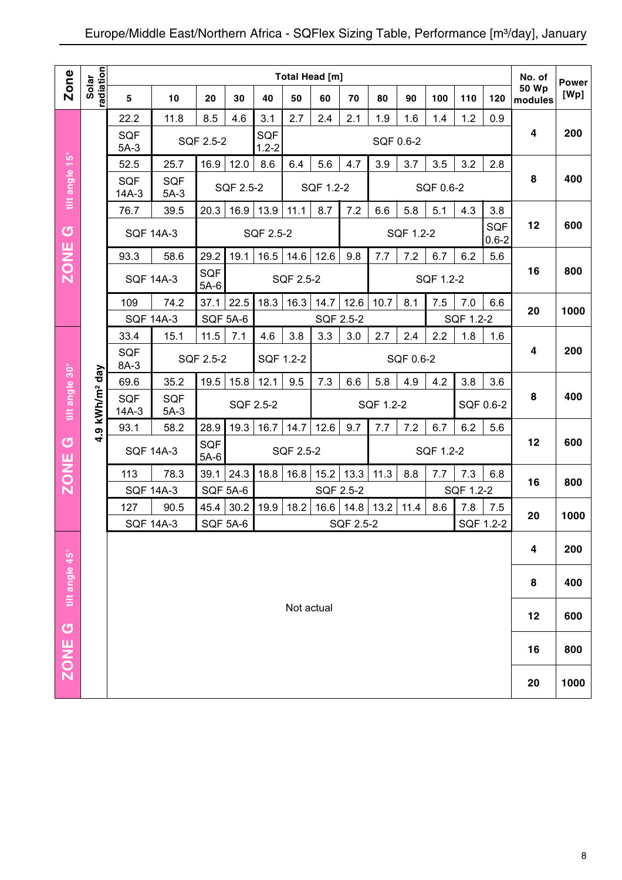## Europe/Middle East/Northern Africa - SQFlex Sizing Table, Performance [m³/day], January

| Zone | Solar radiation | Total Head [m] 5 | 10 | 20 | 30 | 40 | 50 | 60 | 70 | 80 | 90 | 100 | 110 | 120 | No. of 50 Wp modules | Power [Wp] |
|---|---|---|---|---|---|---|---|---|---|---|---|---|---|---|---|---|
| ZONE G tilt angle 15° | 4.9 kWh/m² day | 22.2 | 11.8 | 8.5 | 4.6 | 3.1 | 2.7 | 2.4 | 2.1 | 1.9 | 1.6 | 1.4 | 1.2 | 0.9 | 4 | 200 |
| | | SQF 5A-3 | SQF 2.5-2 | | | SQF 1.2-2 | SQF 0.6-2 | | | | | | | | | |
| | | 52.5 | 25.7 | 16.9 | 12.0 | 8.6 | 6.4 | 5.6 | 4.7 | 3.9 | 3.7 | 3.5 | 3.2 | 2.8 | 8 | 400 |
| | | SQF 14A-3 | SQF 5A-3 | SQF 2.5-2 | | | SQF 1.2-2 | | | SQF 0.6-2 | | | | | | |
| | | 76.7 | 39.5 | 20.3 | 16.9 | 13.9 | 11.1 | 8.7 | 7.2 | 6.6 | 5.8 | 5.1 | 4.3 | 3.8 | 12 | 600 |
| | | SQF 14A-3 | | SQF 2.5-2 | | | | | SQF 1.2-2 | | | | | SQF 0.6-2 | | |
| | | 93.3 | 58.6 | 29.2 | 19.1 | 16.5 | 14.6 | 12.6 | 9.8 | 7.7 | 7.2 | 6.7 | 6.2 | 5.6 | 16 | 800 |
| | | SQF 14A-3 | | SQF 5A-6 | SQF 2.5-2 | | | | | SQF 1.2-2 | | | | | | |
| | | 109 | 74.2 | 37.1 | 22.5 | 18.3 | 16.3 | 14.7 | 12.6 | 10.7 | 8.1 | 7.5 | 7.0 | 6.6 | 20 | 1000 |
| | | SQF 14A-3 | | SQF 5A-6 | | SQF 2.5-2 | | | | | | SQF 1.2-2 | | | | |
| ZONE G tilt angle 30° | | 33.4 | 15.1 | 11.5 | 7.1 | 4.6 | 3.8 | 3.3 | 3.0 | 2.7 | 2.4 | 2.2 | 1.8 | 1.6 | 4 | 200 |
| | | SQF 8A-3 | SQF 2.5-2 | | | SQF 1.2-2 | | SQF 0.6-2 | | | | | | | | |
| | | 69.6 | 35.2 | 19.5 | 15.8 | 12.1 | 9.5 | 7.3 | 6.6 | 5.8 | 4.9 | 4.2 | 3.8 | 3.6 | 8 | 400 |
| | | SQF 14A-3 | SQF 5A-3 | SQF 2.5-2 | | | | SQF 1.2-2 | | | | | SQF 0.6-2 | | | |
| | | 93.1 | 58.2 | 28.9 | 19.3 | 16.7 | 14.7 | 12.6 | 9.7 | 7.7 | 7.2 | 6.7 | 6.2 | 5.6 | 12 | 600 |
| | | SQF 14A-3 | | SQF 5A-6 | SQF 2.5-2 | | | | | SQF 1.2-2 | | | | | | |
| | | 113 | 78.3 | 39.1 | 24.3 | 18.8 | 16.8 | 15.2 | 13.3 | 11.3 | 8.8 | 7.7 | 7.3 | 6.8 | 16 | 800 |
| | | SQF 14A-3 | | SQF 5A-6 | | SQF 2.5-2 | | | | | | SQF 1.2-2 | | | | |
| | | 127 | 90.5 | 45.4 | 30.2 | 19.9 | 18.2 | 16.6 | 14.8 | 13.2 | 11.4 | 8.6 | 7.8 | 7.5 | 20 | 1000 |
| | | SQF 14A-3 | | SQF 5A-6 | | SQF 2.5-2 | | | | | | | SQF 1.2-2 | | | |
| ZONE G tilt angle 45° | | Not actual | | | | | | | | | | | | | 4 | 200 |
| | | | | | | | | | | | | | | | 8 | 400 |
| | | | | | | | | | | | | | | | 12 | 600 |
| | | | | | | | | | | | | | | | 16 | 800 |
| | | | | | | | | | | | | | | | 20 | 1000 |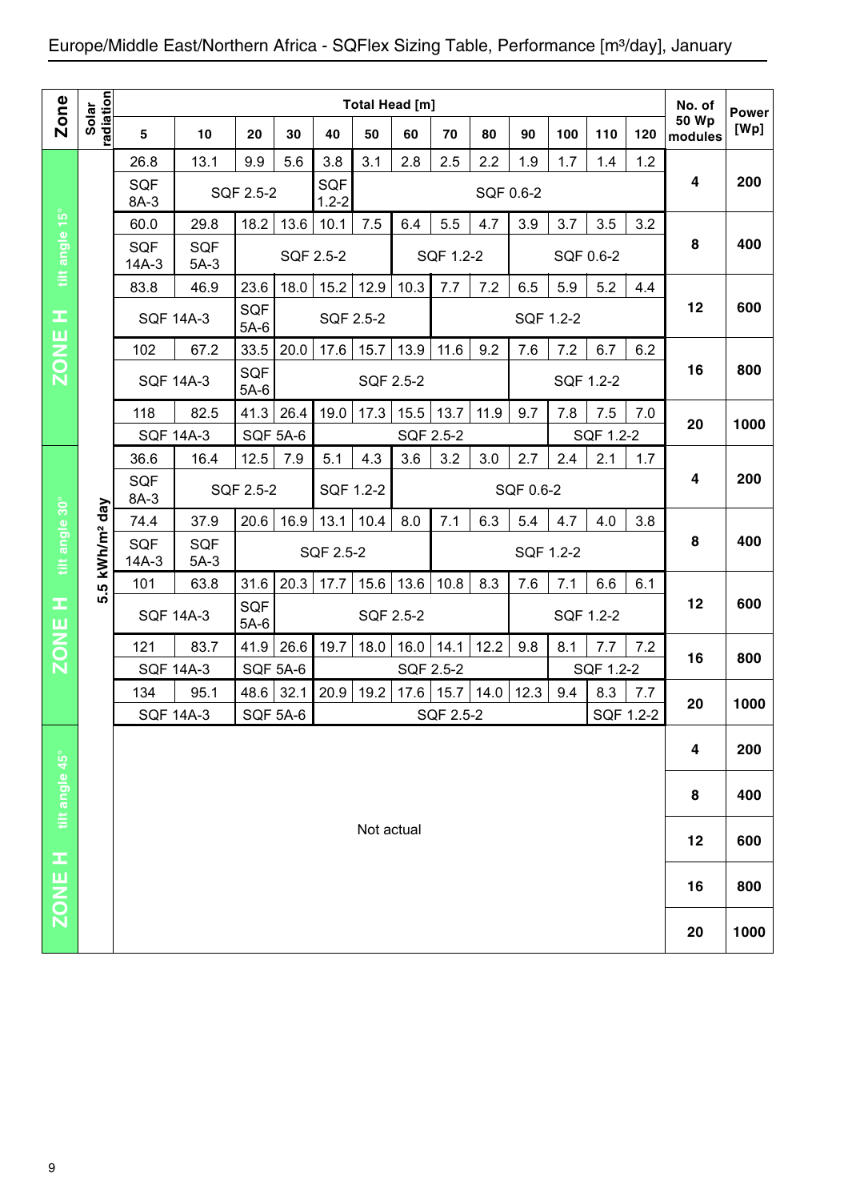# Europe/Middle East/Northern Africa - SQFlex Sizing Table, Performance [m³/day], January

| Zone | Solar radiation | 5 | 10 | 20 | 30 | 40 | 50 | 60 | 70 | 80 | 90 | 100 | 110 | 120 | No. of 50 Wp modules | Power [Wp] |
|---|---|---|---|---|---|---|---|---|---|---|---|---|---|---|---|---|
| ZONE H tilt angle 15° | 5.5 kWh/m² day | 26.8 | 13.1 | 9.9 | 5.6 | 3.8 | 3.1 | 2.8 | 2.5 | 2.2 | 1.9 | 1.7 | 1.4 | 1.2 | 4 | 200 |
| | | SQF 8A-3 | SQF 2.5-2 | | | SQF 1.2-2 | SQF 0.6-2 | | | | | | | | | |
| | | 60.0 | 29.8 | 18.2 | 13.6 | 10.1 | 7.5 | 6.4 | 5.5 | 4.7 | 3.9 | 3.7 | 3.5 | 3.2 | 8 | 400 |
| | | SQF 14A-3 | SQF 5A-3 | SQF 2.5-2 | | | | SQF 1.2-2 | | | SQF 0.6-2 | | | | | |
| | | 83.8 | 46.9 | 23.6 | 18.0 | 15.2 | 12.9 | 10.3 | 7.7 | 7.2 | 6.5 | 5.9 | 5.2 | 4.4 | 12 | 600 |
| | | SQF 14A-3 | | SQF 5A-6 | SQF 2.5-2 | | | | SQF 1.2-2 | | | | | | | |
| | | 102 | 67.2 | 33.5 | 20.0 | 17.6 | 15.7 | 13.9 | 11.6 | 9.2 | 7.6 | 7.2 | 6.7 | 6.2 | 16 | 800 |
| | | SQF 14A-3 | | SQF 5A-6 | SQF 2.5-2 | | | | | | SQF 1.2-2 | | | | | |
| | | 118 | 82.5 | 41.3 | 26.4 | 19.0 | 17.3 | 15.5 | 13.7 | 11.9 | 9.7 | 7.8 | 7.5 | 7.0 | 20 | 1000 |
| | | SQF 14A-3 | | SQF 5A-6 | | SQF 2.5-2 | | | | | | SQF 1.2-2 | | | | |
| ZONE H tilt angle 30° | | 36.6 | 16.4 | 12.5 | 7.9 | 5.1 | 4.3 | 3.6 | 3.2 | 3.0 | 2.7 | 2.4 | 2.1 | 1.7 | 4 | 200 |
| | | SQF 8A-3 | SQF 2.5-2 | | | SQF 1.2-2 | | SQF 0.6-2 | | | | | | | | |
| | | 74.4 | 37.9 | 20.6 | 16.9 | 13.1 | 10.4 | 8.0 | 7.1 | 6.3 | 5.4 | 4.7 | 4.0 | 3.8 | 8 | 400 |
| | | SQF 14A-3 | SQF 5A-3 | SQF 2.5-2 | | | | | SQF 1.2-2 | | | | | | | |
| | | 101 | 63.8 | 31.6 | 20.3 | 17.7 | 15.6 | 13.6 | 10.8 | 8.3 | 7.6 | 7.1 | 6.6 | 6.1 | 12 | 600 |
| | | SQF 14A-3 | | SQF 5A-6 | SQF 2.5-2 | | | | | | SQF 1.2-2 | | | | | |
| | | 121 | 83.7 | 41.9 | 26.6 | 19.7 | 18.0 | 16.0 | 14.1 | 12.2 | 9.8 | 8.1 | 7.7 | 7.2 | 16 | 800 |
| | | SQF 14A-3 | | SQF 5A-6 | | SQF 2.5-2 | | | | | | SQF 1.2-2 | | | | |
| | | 134 | 95.1 | 48.6 | 32.1 | 20.9 | 19.2 | 17.6 | 15.7 | 14.0 | 12.3 | 9.4 | 8.3 | 7.7 | 20 | 1000 |
| | | SQF 14A-3 | | SQF 5A-6 | | SQF 2.5-2 | | | | | | | SQF 1.2-2 | | | |
| ZONE H tilt angle 45° | | Not actual | | | | | | | | | | | | | 4 | 200 |
| | | | | | | | | | | | | | | | 8 | 400 |
| | | | | | | | | | | | | | | | 12 | 600 |
| | | | | | | | | | | | | | | | 16 | 800 |
| | | | | | | | | | | | | | | | 20 | 1000 |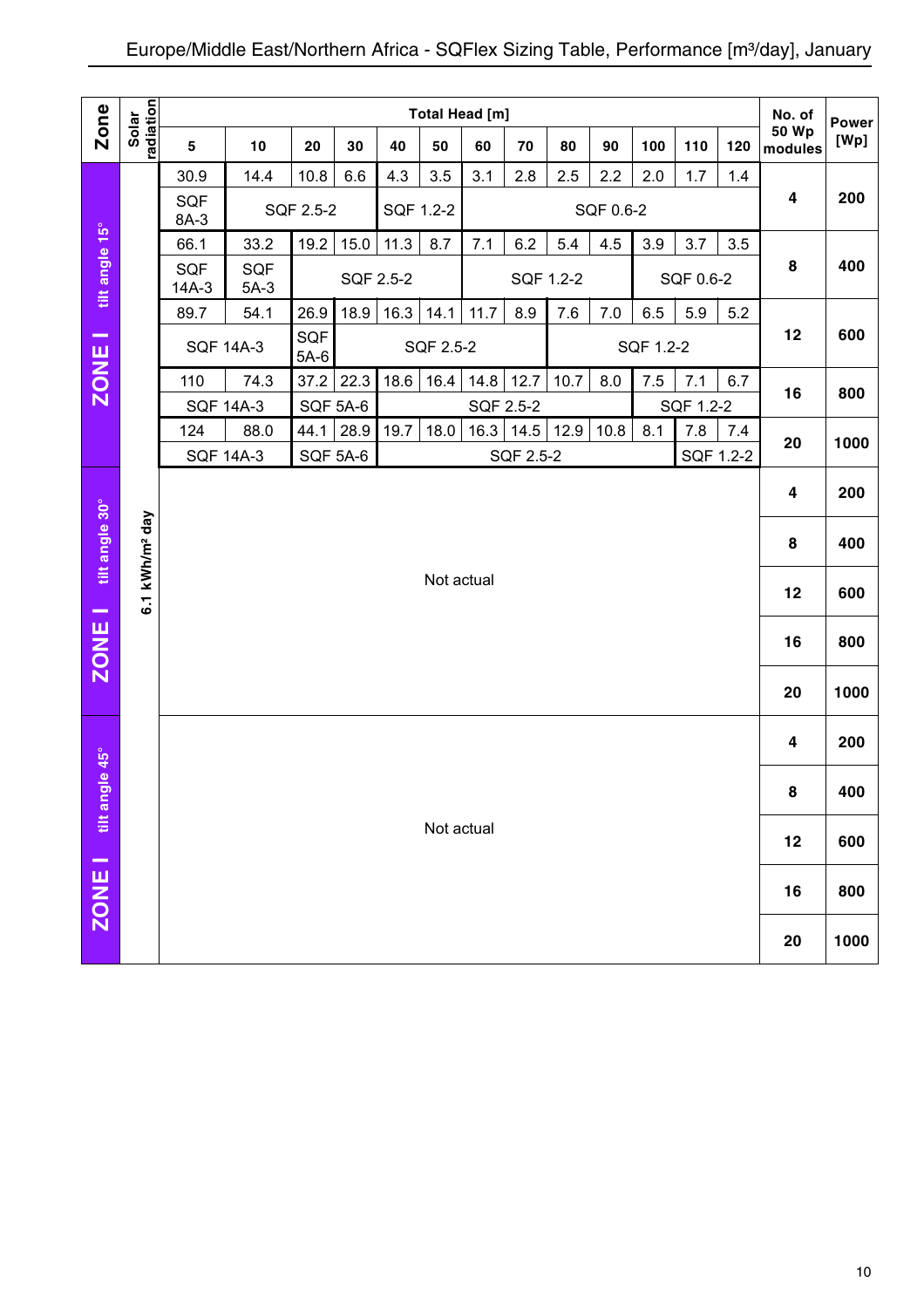# Europe/Middle East/Northern Africa - SQFlex Sizing Table, Performance [m³/day], January

| Zone | Solar radiation | 5 | 10 | 20 | 30 | 40 | 50 | 60 | 70 | 80 | 90 | 100 | 110 | 120 | No. of 50 Wp modules | Power [Wp] |
|---|---|---|---|---|---|---|---|---|---|---|---|---|---|---|---|---|
| ZONE I tilt angle 15° | 6.1 kWh/m² day | 30.9 | 14.4 | 10.8 | 6.6 | 4.3 | 3.5 | 3.1 | 2.8 | 2.5 | 2.2 | 2.0 | 1.7 | 1.4 | 4 | 200 |
| | | SQF 8A-3 | SQF 2.5-2 | | | SQF 1.2-2 | | SQF 0.6-2 | | | | | | | | |
| | | 66.1 | 33.2 | 19.2 | 15.0 | 11.3 | 8.7 | 7.1 | 6.2 | 5.4 | 4.5 | 3.9 | 3.7 | 3.5 | 8 | 400 |
| | | SQF 14A-3 | SQF 5A-3 | SQF 2.5-2 | | | | SQF 1.2-2 | | | | SQF 0.6-2 | | | | |
| | | 89.7 | 54.1 | 26.9 | 18.9 | 16.3 | 14.1 | 11.7 | 8.9 | 7.6 | 7.0 | 6.5 | 5.9 | 5.2 | 12 | 600 |
| | | SQF 14A-3 | | SQF 5A-6 | SQF 2.5-2 | | | | | SQF 1.2-2 | | | | | | |
| | | 110 | 74.3 | 37.2 | 22.3 | 18.6 | 16.4 | 14.8 | 12.7 | 10.7 | 8.0 | 7.5 | 7.1 | 6.7 | 16 | 800 |
| | | SQF 14A-3 | | SQF 5A-6 | | SQF 2.5-2 | | | | | | SQF 1.2-2 | | | | |
| | | 124 | 88.0 | 44.1 | 28.9 | 19.7 | 18.0 | 16.3 | 14.5 | 12.9 | 10.8 | 8.1 | 7.8 | 7.4 | 20 | 1000 |
| | | SQF 14A-3 | | SQF 5A-6 | | SQF 2.5-2 | | | | | | | SQF 1.2-2 | | | |
| ZONE I tilt angle 30° | | Not actual | | | | | | | | | | | | | 4 | 200 |
| | | | | | | | | | | | | | | | 8 | 400 |
| | | | | | | | | | | | | | | | 12 | 600 |
| | | | | | | | | | | | | | | | 16 | 800 |
| | | | | | | | | | | | | | | | 20 | 1000 |
| ZONE I tilt angle 45° | | Not actual | | | | | | | | | | | | | 4 | 200 |
| | | | | | | | | | | | | | | | 8 | 400 |
| | | | | | | | | | | | | | | | 12 | 600 |
| | | | | | | | | | | | | | | | 16 | 800 |
| | | | | | | | | | | | | | | | 20 | 1000 |